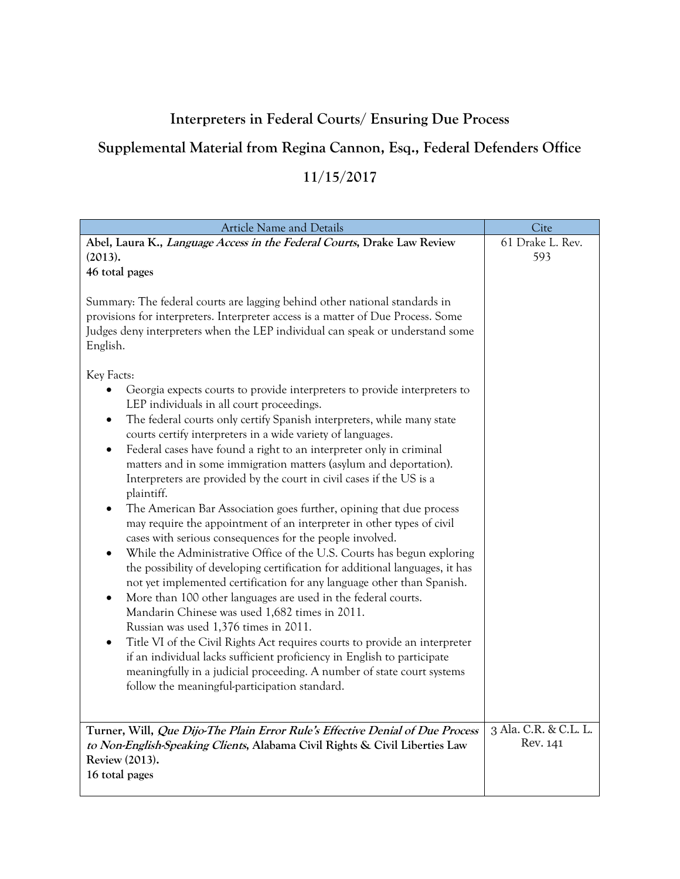**Interpreters in Federal Courts/ Ensuring Due Process**

**Supplemental Material from Regina Cannon, Esq., Federal Defenders Office**

**11/15/2017**

| Article Name and Details | Cite |
|---|---|
| **Abel, Laura K., *Language Access in the Federal Courts*, Drake Law Review (2013).**<br>**46 total pages**<br><br>Summary: The federal courts are lagging behind other national standards in provisions for interpreters. Interpreter access is a matter of Due Process. Some Judges deny interpreters when the LEP individual can speak or understand some English.<br><br>Key Facts:<br>• Georgia expects courts to provide interpreters to provide interpreters to LEP individuals in all court proceedings.<br>• The federal courts only certify Spanish interpreters, while many state courts certify interpreters in a wide variety of languages.<br>• Federal cases have found a right to an interpreter only in criminal matters and in some immigration matters (asylum and deportation). Interpreters are provided by the court in civil cases if the US is a plaintiff.<br>• The American Bar Association goes further, opining that due process may require the appointment of an interpreter in other types of civil cases with serious consequences for the people involved.<br>• While the Administrative Office of the U.S. Courts has begun exploring the possibility of developing certification for additional languages, it has not yet implemented certification for any language other than Spanish.<br>• More than 100 other languages are used in the federal courts. Mandarin Chinese was used 1,682 times in 2011. Russian was used 1,376 times in 2011.<br>• Title VI of the Civil Rights Act requires courts to provide an interpreter if an individual lacks sufficient proficiency in English to participate meaningfully in a judicial proceeding. A number of state court systems follow the meaningful-participation standard. | 61 Drake L. Rev. 593 |
| **Turner, Will, *Que Dijo-The Plain Error Rule's Effective Denial of Due Process to Non-English-Speaking Clients*, Alabama Civil Rights & Civil Liberties Law Review (2013).**<br>**16 total pages** | 3 Ala. C.R. & C.L. L. Rev. 141 |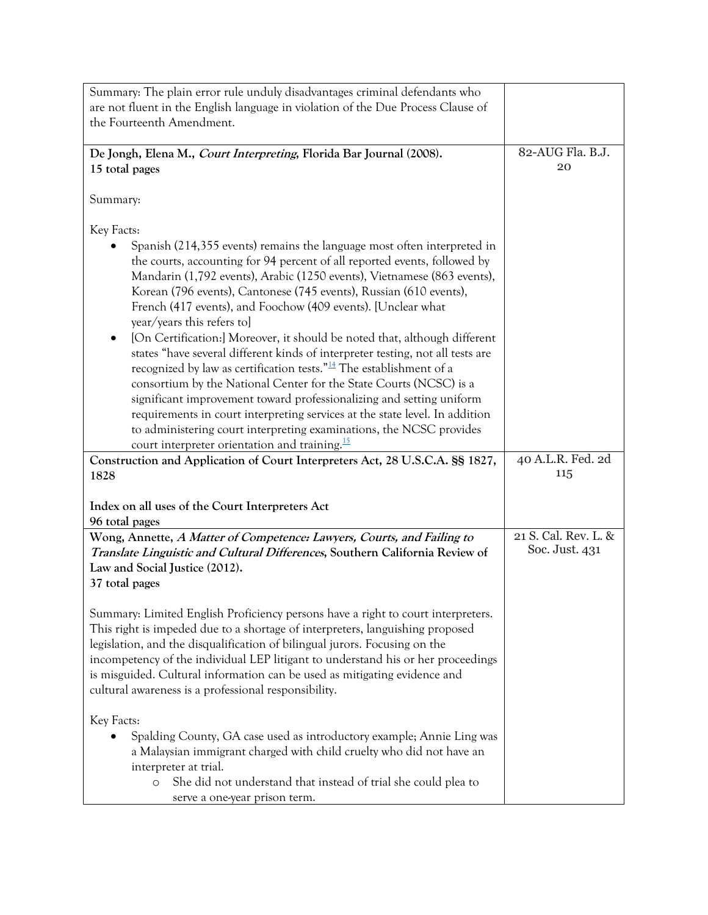| | |
|---|---|
| Summary: The plain error rule unduly disadvantages criminal defendants who are not fluent in the English language in violation of the Due Process Clause of the Fourteenth Amendment. | |
| **De Jongh, Elena M., *Court Interpreting*, Florida Bar Journal (2008).**<br>**15 total pages**<br><br>Summary:<br><br>Key Facts:<br>• Spanish (214,355 events) remains the language most often interpreted in the courts, accounting for 94 percent of all reported events, followed by Mandarin (1,792 events), Arabic (1250 events), Vietnamese (863 events), Korean (796 events), Cantonese (745 events), Russian (610 events), French (417 events), and Foochow (409 events). [Unclear what year/years this refers to]<br>• [On Certification:] Moreover, it should be noted that, although different states "have several different kinds of interpreter testing, not all tests are recognized by law as certification tests."[14] The establishment of a consortium by the National Center for the State Courts (NCSC) is a significant improvement toward professionalizing and setting uniform requirements in court interpreting services at the state level. In addition to administering court interpreting examinations, the NCSC provides court interpreter orientation and training.[15] | 82-AUG Fla. B.J. 20 |
| **Construction and Application of Court Interpreters Act, 28 U.S.C.A. §§ 1827, 1828**<br><br>**Index on all uses of the Court Interpreters Act**<br>**96 total pages** | 40 A.L.R. Fed. 2d 115 |
| **Wong, Annette, *A Matter of Competence: Lawyers, Courts, and Failing to Translate Linguistic and Cultural Differences*, Southern California Review of Law and Social Justice (2012).**<br>**37 total pages**<br><br>Summary: Limited English Proficiency persons have a right to court interpreters. This right is impeded due to a shortage of interpreters, languishing proposed legislation, and the disqualification of bilingual jurors. Focusing on the incompetency of the individual LEP litigant to understand his or her proceedings is misguided. Cultural information can be used as mitigating evidence and cultural awareness is a professional responsibility.<br><br>Key Facts:<br>• Spalding County, GA case used as introductory example; Annie Ling was a Malaysian immigrant charged with child cruelty who did not have an interpreter at trial.<br>&nbsp;&nbsp;&nbsp;&nbsp;o She did not understand that instead of trial she could plea to serve a one-year prison term. | 21 S. Cal. Rev. L. & Soc. Just. 431 |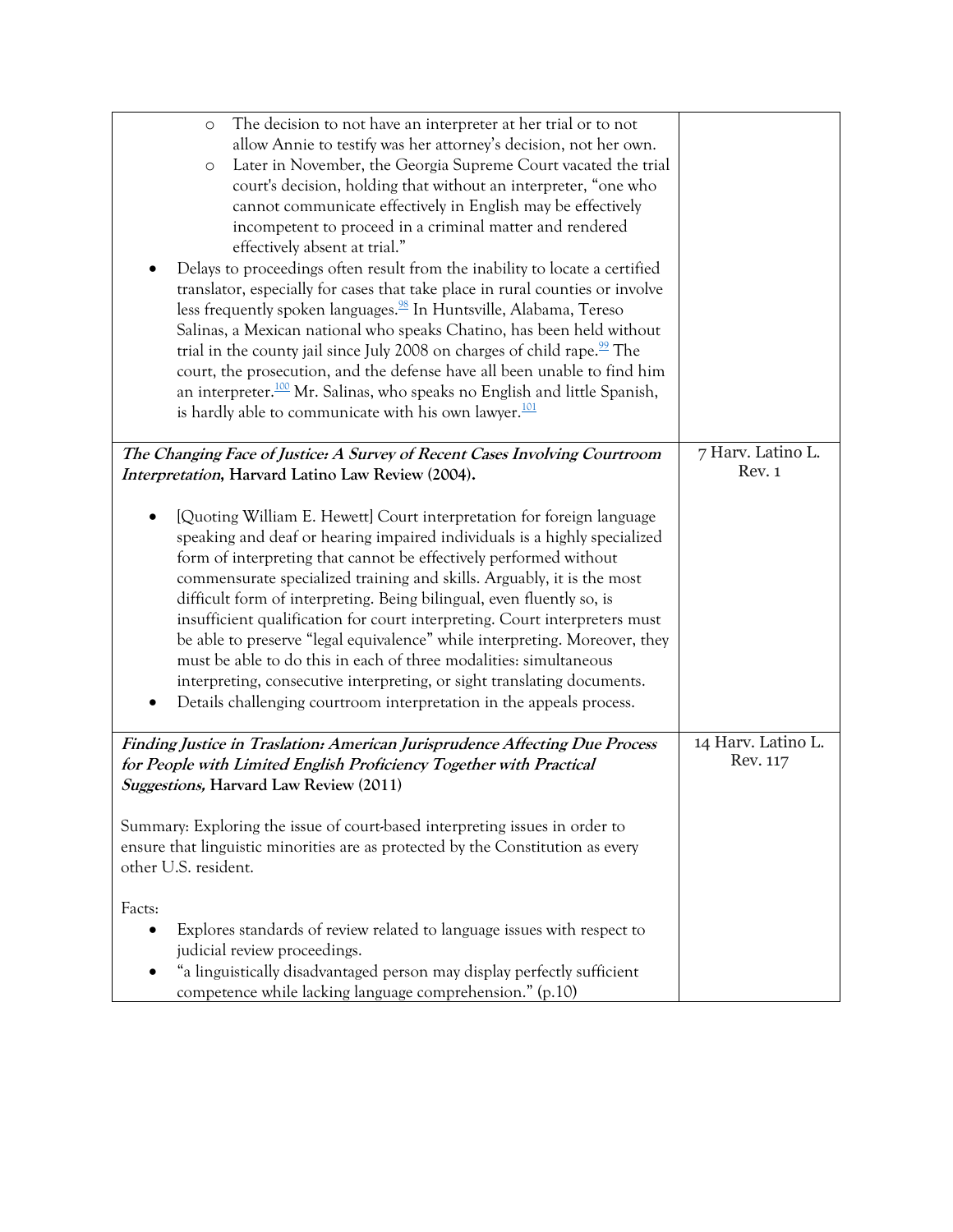| | |
|---|---|
| ◦ The decision to not have an interpreter at her trial or to not allow Annie to testify was her attorney's decision, not her own.<br>◦ Later in November, the Georgia Supreme Court vacated the trial court's decision, holding that without an interpreter, "one who cannot communicate effectively in English may be effectively incompetent to proceed in a criminal matter and rendered effectively absent at trial."<br>• Delays to proceedings often result from the inability to locate a certified translator, especially for cases that take place in rural counties or involve less frequently spoken languages.[98] In Huntsville, Alabama, Tereso Salinas, a Mexican national who speaks Chatino, has been held without trial in the county jail since July 2008 on charges of child rape.[99] The court, the prosecution, and the defense have all been unable to find him an interpreter.[100] Mr. Salinas, who speaks no English and little Spanish, is hardly able to communicate with his own lawyer.[101] | |
| ***The Changing Face of Justice: A Survey of Recent Cases Involving Courtroom Interpretation*, Harvard Latino Law Review (2004).**<br><br>• [Quoting William E. Hewett] Court interpretation for foreign language speaking and deaf or hearing impaired individuals is a highly specialized form of interpreting that cannot be effectively performed without commensurate specialized training and skills. Arguably, it is the most difficult form of interpreting. Being bilingual, even fluently so, is insufficient qualification for court interpreting. Court interpreters must be able to preserve "legal equivalence" while interpreting. Moreover, they must be able to do this in each of three modalities: simultaneous interpreting, consecutive interpreting, or sight translating documents.<br>• Details challenging courtroom interpretation in the appeals process. | 7 Harv. Latino L. Rev. 1 |
| ***Finding Justice in Traslation: American Jurisprudence Affecting Due Process for People with Limited English Proficiency Together with Practical Suggestions,* Harvard Law Review (2011)**<br><br>Summary: Exploring the issue of court-based interpreting issues in order to ensure that linguistic minorities are as protected by the Constitution as every other U.S. resident.<br><br>Facts:<br>• Explores standards of review related to language issues with respect to judicial review proceedings.<br>• "a linguistically disadvantaged person may display perfectly sufficient competence while lacking language comprehension." (p.10) | 14 Harv. Latino L. Rev. 117 |